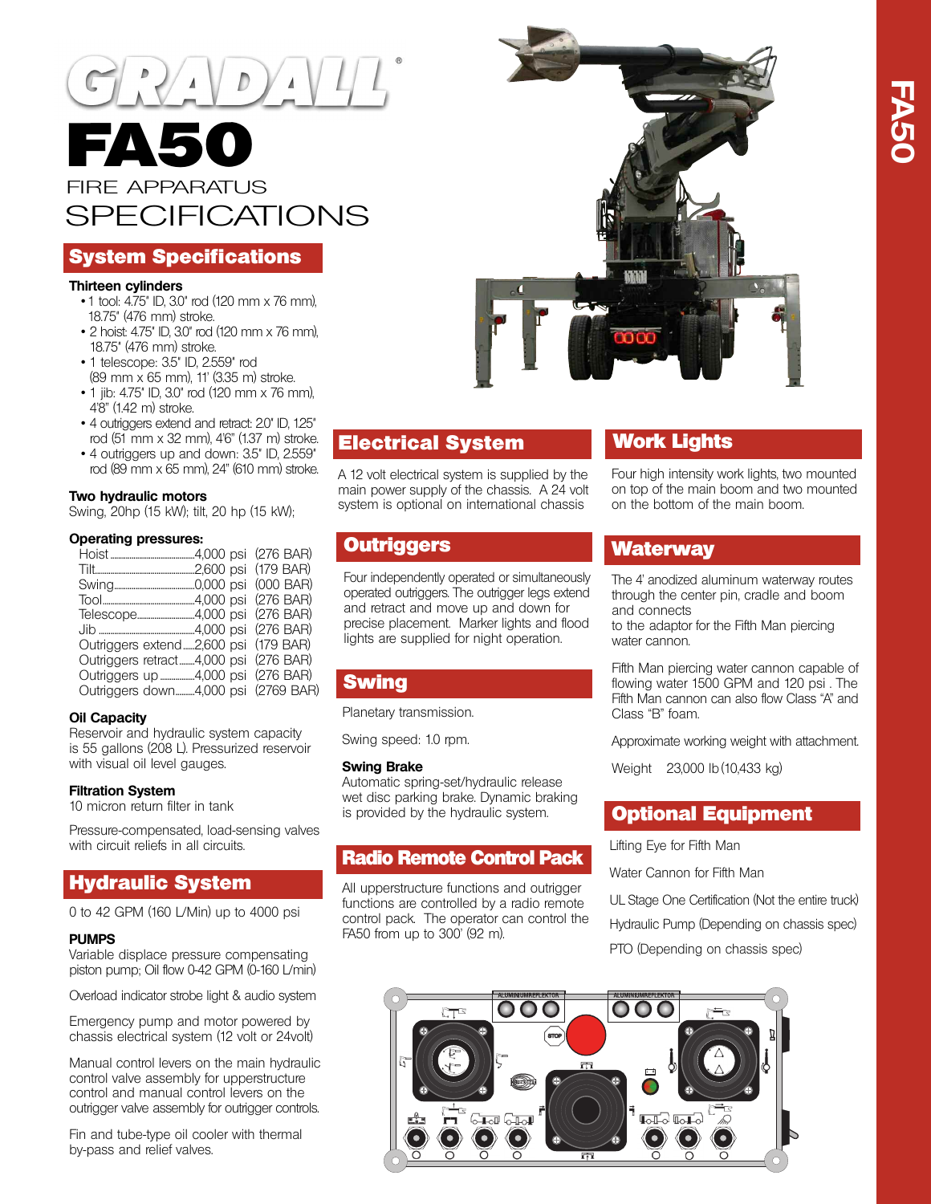# GRADALL®

# FA50

## FIRE APPARATUS SPECIFICATIONS

## System Specifications

**Thirteen cylinders**

- 1 tool: 4.75" ID, 3.0" rod (120 mm x 76 mm), 18.75" (476 mm) stroke.
- 2 hoist: 4.75" ID, 3.0" rod (120 mm x 76 mm), 18.75" (476 mm) stroke.
- 1 telescope: 3.5" ID, 2.559" rod (89 mm x 65 mm), 11' (3.35 m) stroke.
- 1 jib: 4.75" ID, 3.0" rod (120 mm x 76 mm), 4'8" (1.42 m) stroke.
- 4 outriggers extend and retract: 2.0" ID, 1.25" rod (51 mm x 32 mm), 4'6" (1.37 m) stroke.
- 4 outriggers up and down: 3.5" ID, 2.559" rod (89 mm x 65 mm), 24" (610 mm) stroke.

**Two hydraulic motors**

Swing, 20hp (15 kW); tilt, 20 hp (15 kW);

**Operating pressures:**

| | | |
|---|---|---|
| Hoist | 4,000 psi | (276 BAR) |
| Tilt | 2,600 psi | (179 BAR) |
| Swing | 0,000 psi | (000 BAR) |
| Tool | 4,000 psi | (276 BAR) |
| Telescope | 4,000 psi | (276 BAR) |
| Jib | 4,000 psi | (276 BAR) |
| Outriggers extend | 2,600 psi | (179 BAR) |
| Outriggers retract | 4,000 psi | (276 BAR) |
| Outriggers up | 4,000 psi | (276 BAR) |
| Outriggers down | 4,000 psi | (2769 BAR) |

**Oil Capacity**

Reservoir and hydraulic system capacity is 55 gallons (208 L). Pressurized reservoir with visual oil level gauges.

**Filtration System**

10 micron return filter in tank

Pressure-compensated, load-sensing valves with circuit reliefs in all circuits.

## Hydraulic System

0 to 42 GPM (160 L/Min) up to 4000 psi

**PUMPS**

Variable displace pressure compensating piston pump; Oil flow 0-42 GPM (0-160 L/min)

Overload indicator strobe light & audio system

Emergency pump and motor powered by chassis electrical system (12 volt or 24volt)

Manual control levers on the main hydraulic control valve assembly for upperstructure control and manual control levers on the outrigger valve assembly for outrigger controls.

Fin and tube-type oil cooler with thermal by-pass and relief valves.

## Electrical System

A 12 volt electrical system is supplied by the main power supply of the chassis. A 24 volt system is optional on international chassis

## Outriggers

Four independently operated or simultaneously operated outriggers. The outrigger legs extend and retract and move up and down for precise placement. Marker lights and flood lights are supplied for night operation.

## Swing

Planetary transmission.

Swing speed: 1.0 rpm.

**Swing Brake**

Automatic spring-set/hydraulic release wet disc parking brake. Dynamic braking is provided by the hydraulic system.

## Radio Remote Control Pack

All upperstructure functions and outrigger functions are controlled by a radio remote control pack. The operator can control the FA50 from up to 300' (92 m).

## Work Lights

Four high intensity work lights, two mounted on top of the main boom and two mounted on the bottom of the main boom.

## Waterway

The 4' anodized aluminum waterway routes through the center pin, cradle and boom and connects
to the adaptor for the Fifth Man piercing water cannon.

Fifth Man piercing water cannon capable of flowing water 1500 GPM and 120 psi . The Fifth Man cannon can also flow Class "A" and Class "B" foam.

Approximate working weight with attachment.

Weight 23,000 lb (10,433 kg)

## Optional Equipment

Lifting Eye for Fifth Man

Water Cannon for Fifth Man

UL Stage One Certification (Not the entire truck)

Hydraulic Pump (Depending on chassis spec)

PTO (Depending on chassis spec)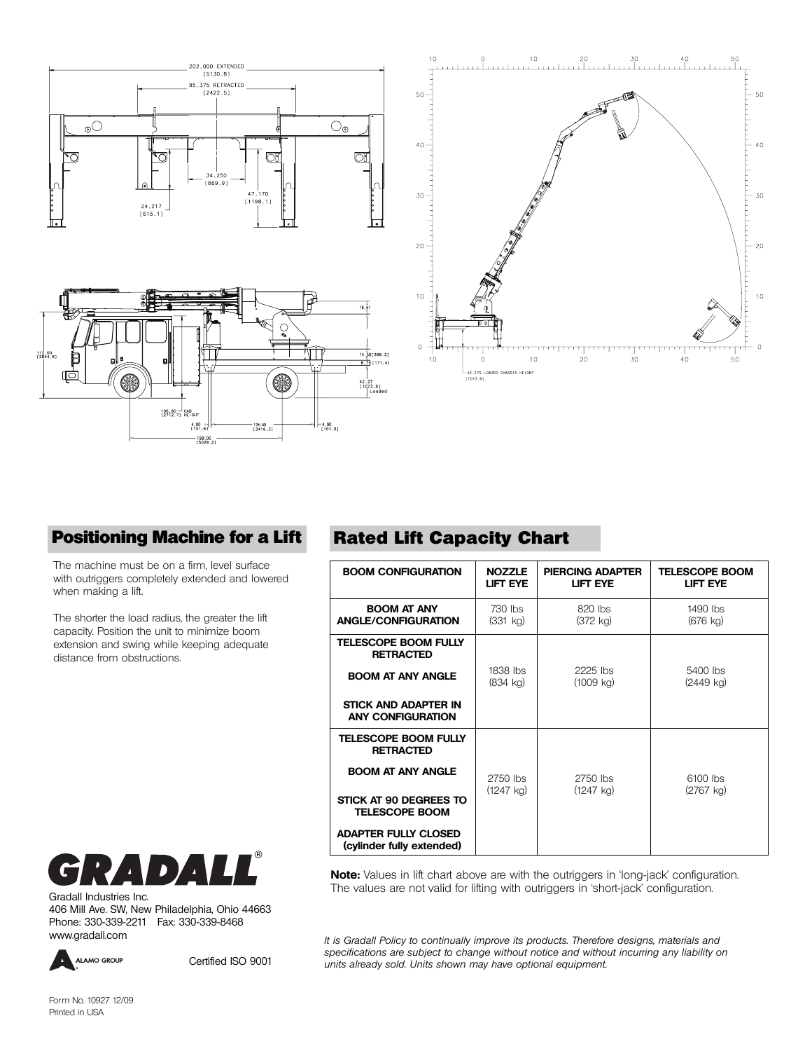202.000 EXTENDED
[5130.8]
95.375 RETRACTED
[2422.5]
34.250
[869.9]
47.170
[1198.1]
24.217
[615.1]

112.00
[2844.8]
16.61
14.50[368.3]
6.75[171.4]
42.27
[1073.6]
Loaded
106.80 — CAB
[2712.7] HEIGHT
4.00
[101.6]
134.50
[3416.3]
4.00
[101.6]
198.00
[5029.2]

42.270 LOADED CHASSIS HEIGHT
[1073.6]

## Positioning Machine for a Lift

The machine must be on a firm, level surface with outriggers completely extended and lowered when making a lift.

The shorter the load radius, the greater the lift capacity. Position the unit to minimize boom extension and swing while keeping adequate distance from obstructions.

## Rated Lift Capacity Chart

| BOOM CONFIGURATION | NOZZLE LIFT EYE | PIERCING ADAPTER LIFT EYE | TELESCOPE BOOM LIFT EYE |
|---|---|---|---|
| **BOOM AT ANY ANGLE/CONFIGURATION** | 730 lbs (331 kg) | 820 lbs (372 kg) | 1490 lbs (676 kg) |
| **TELESCOPE BOOM FULLY RETRACTED** **BOOM AT ANY ANGLE** **STICK AND ADAPTER IN ANY CONFIGURATION** | 1838 lbs (834 kg) | 2225 lbs (1009 kg) | 5400 lbs (2449 kg) |
| **TELESCOPE BOOM FULLY RETRACTED** **BOOM AT ANY ANGLE** **STICK AT 90 DEGREES TO TELESCOPE BOOM** **ADAPTER FULLY CLOSED (cylinder fully extended)** | 2750 lbs (1247 kg) | 2750 lbs (1247 kg) | 6100 lbs (2767 kg) |

**Note:** Values in lift chart above are with the outriggers in 'long-jack' configuration. The values are not valid for lifting with outriggers in 'short-jack' configuration.

GRADALL®

Gradall Industries Inc.
406 Mill Ave. SW, New Philadelphia, Ohio 44663
Phone: 330-339-2211 Fax: 330-339-8468
www.gradall.com

ALAMO GROUP

Certified ISO 9001

*It is Gradall Policy to continually improve its products. Therefore designs, materials and specifications are subject to change without notice and without incurring any liability on units already sold. Units shown may have optional equipment.*

Form No. 10927 12/09
Printed in USA